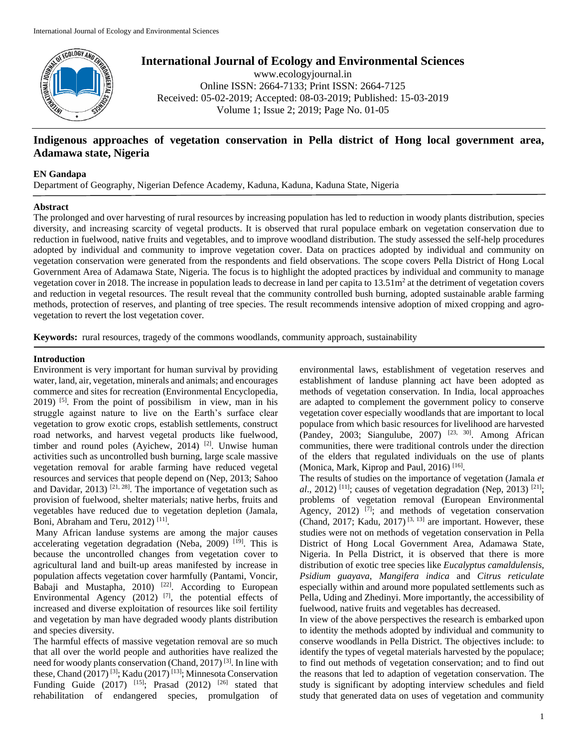# Indigenous approaches of vegetation conservation in Pella district of Hong local government area, Adamawa state, Nigeria

**EN Gandapa**

Department of Geography, Nigerian Defence Academy, Kaduna, Kaduna State, Nigeria

## Abstract

The prolonged and over harvesting of rural resources by increasing population has led to reduction in woody plants distribution, species diversity, and increasing scarcity of vegetal products. It is observed that rural populace embark on vegetation conservation due to reduction in fuelwood, native fruits and vegetables, and to improve woodland distribution. The study assessed the self-help procedures adopted by individual and community to improve vegetation cover. Data on practices adopted by individual and community on vegetation conservation were generated from the respondents and field observations. The scope covers Pella District of Hong Local Government Area of Adamawa State, Nigeria. The focus is to highlight the adopted practices by individual and community to manage vegetation cover in 2018. The increase in population leads to decrease in land per capita to 13.51m$^2$ at the detriment of vegetation covers and reduction in vegetal resources. The result reveal that the community controlled bush burning, adopted sustainable arable farming methods, protection of reserves, and planting of tree species. The result recommends intensive adoption of mixed cropping and agro-vegetation to revert the lost vegetation cover.

**Keywords:** rural resources, tragedy of the commons woodlands, community approach, sustainability

## Introduction

Environment is very important for human survival by providing water, land, air, vegetation, minerals and animals; and encourages commerce and sites for recreation (Environmental Encyclopedia, 2019) [5]. From the point of possibilism in view, man in his struggle against nature to live on the Earth's surface clear vegetation to grow exotic crops, establish settlements, construct road networks, and harvest vegetal products like fuelwood, timber and round poles (Ayichew, 2014) [2]. Unwise human activities such as uncontrolled bush burning, large scale massive vegetation removal for arable farming have reduced vegetal resources and services that people depend on (Nep, 2013; Sahoo and Davidar, 2013) [21, 28]. The importance of vegetation such as provision of fuelwood, shelter materials; native herbs, fruits and vegetables have reduced due to vegetation depletion (Jamala, Boni, Abraham and Teru, 2012) [11].

Many African landuse systems are among the major causes accelerating vegetation degradation (Neba, 2009) [19]. This is because the uncontrolled changes from vegetation cover to agricultural land and built-up areas manifested by increase in population affects vegetation cover harmfully (Pantami, Voncir, Babaji and Mustapha, 2010) [22]. According to European Environmental Agency (2012) [7], the potential effects of increased and diverse exploitation of resources like soil fertility and vegetation by man have degraded woody plants distribution and species diversity.

The harmful effects of massive vegetation removal are so much that all over the world people and authorities have realized the need for woody plants conservation (Chand, 2017) [3]. In line with these, Chand (2017) [3]; Kadu (2017) [13]; Minnesota Conservation Funding Guide (2017) [15]; Prasad (2012) [26] stated that rehabilitation of endangered species, promulgation of environmental laws, establishment of vegetation reserves and establishment of landuse planning act have been adopted as methods of vegetation conservation. In India, local approaches are adapted to complement the government policy to conserve vegetation cover especially woodlands that are important to local populace from which basic resources for livelihood are harvested (Pandey, 2003; Siangulube, 2007) [23, 30]. Among African communities, there were traditional controls under the direction of the elders that regulated individuals on the use of plants (Monica, Mark, Kiprop and Paul, 2016) [16].

The results of studies on the importance of vegetation (Jamala *et al*., 2012) [11]; causes of vegetation degradation (Nep, 2013) [21]; problems of vegetation removal (European Environmental Agency, 2012) [7]; and methods of vegetation conservation (Chand, 2017; Kadu, 2017) [3, 13] are important. However, these studies were not on methods of vegetation conservation in Pella District of Hong Local Government Area, Adamawa State, Nigeria. In Pella District, it is observed that there is more distribution of exotic tree species like *Eucalyptus camaldulensis*, *Psidium guayava*, *Mangifera indica* and *Citrus reticulate* especially within and around more populated settlements such as Pella, Uding and Zhedinyi. More importantly, the accessibility of fuelwood, native fruits and vegetables has decreased.

In view of the above perspectives the research is embarked upon to identity the methods adopted by individual and community to conserve woodlands in Pella District. The objectives include: to identify the types of vegetal materials harvested by the populace; to find out methods of vegetation conservation; and to find out the reasons that led to adaption of vegetation conservation. The study is significant by adopting interview schedules and field study that generated data on uses of vegetation and community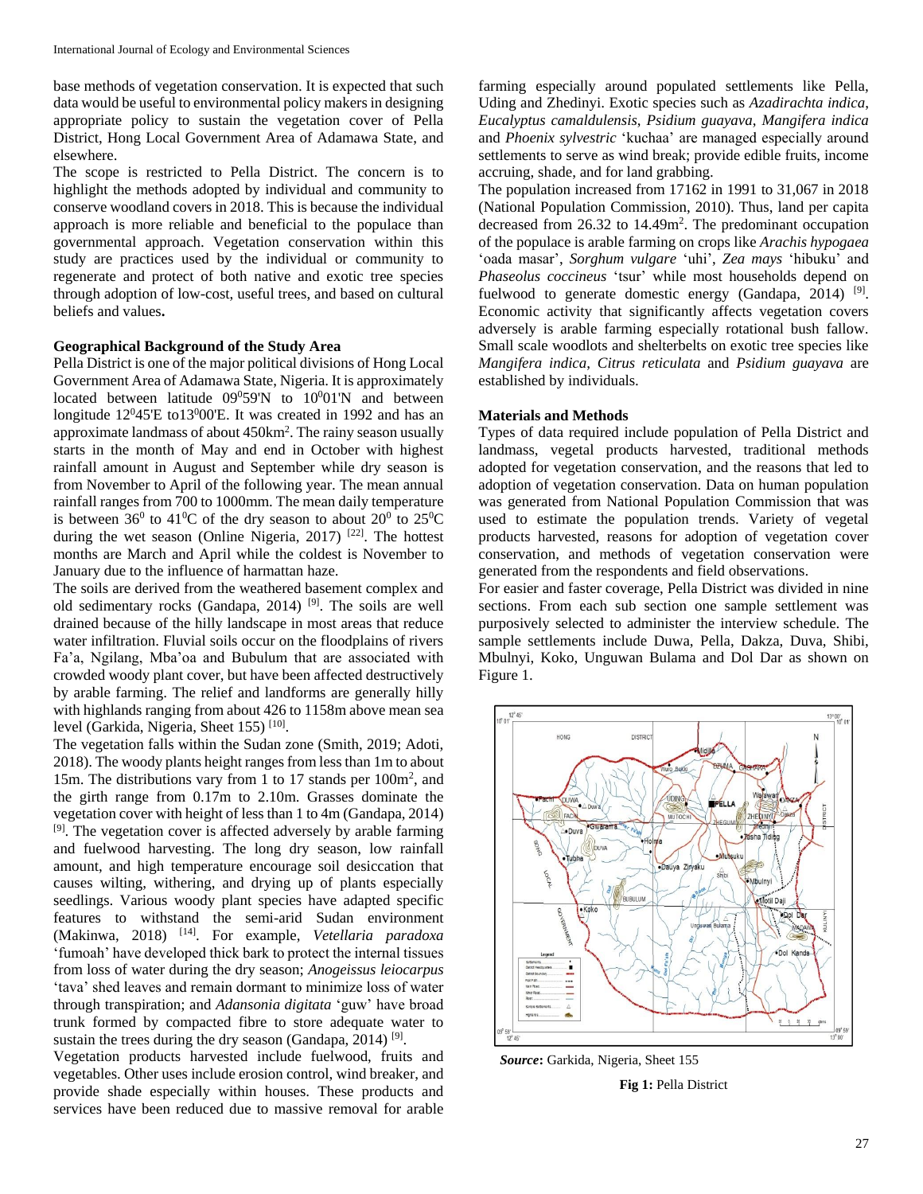base methods of vegetation conservation. It is expected that such data would be useful to environmental policy makers in designing appropriate policy to sustain the vegetation cover of Pella District, Hong Local Government Area of Adamawa State, and elsewhere.

The scope is restricted to Pella District. The concern is to highlight the methods adopted by individual and community to conserve woodland covers in 2018. This is because the individual approach is more reliable and beneficial to the populace than governmental approach. Vegetation conservation within this study are practices used by the individual or community to regenerate and protect of both native and exotic tree species through adoption of low-cost, useful trees, and based on cultural beliefs and values**.**

**Geographical Background of the Study Area**

Pella District is one of the major political divisions of Hong Local Government Area of Adamawa State, Nigeria. It is approximately located between latitude 09$^0$59'N to 10$^0$01'N and between longitude 12$^0$45'E to13$^0$00'E. It was created in 1992 and has an approximate landmass of about 450km$^2$. The rainy season usually starts in the month of May and end in October with highest rainfall amount in August and September while dry season is from November to April of the following year. The mean annual rainfall ranges from 700 to 1000mm. The mean daily temperature is between 36$^0$ to 41$^0$C of the dry season to about 20$^0$ to 25$^0$C during the wet season (Online Nigeria, 2017) [22]. The hottest months are March and April while the coldest is November to January due to the influence of harmattan haze.

The soils are derived from the weathered basement complex and old sedimentary rocks (Gandapa, 2014) [9]. The soils are well drained because of the hilly landscape in most areas that reduce water infiltration. Fluvial soils occur on the floodplains of rivers Fa'a, Ngilang, Mba'oa and Bubulum that are associated with crowded woody plant cover, but have been affected destructively by arable farming. The relief and landforms are generally hilly with highlands ranging from about 426 to 1158m above mean sea level (Garkida, Nigeria, Sheet 155) [10].

The vegetation falls within the Sudan zone (Smith, 2019; Adoti, 2018). The woody plants height ranges from less than 1m to about 15m. The distributions vary from 1 to 17 stands per 100m$^2$, and the girth range from 0.17m to 2.10m. Grasses dominate the vegetation cover with height of less than 1 to 4m (Gandapa, 2014) [9]. The vegetation cover is affected adversely by arable farming and fuelwood harvesting. The long dry season, low rainfall amount, and high temperature encourage soil desiccation that causes wilting, withering, and drying up of plants especially seedlings. Various woody plant species have adapted specific features to withstand the semi-arid Sudan environment (Makinwa, 2018) [14]. For example, *Vetellaria paradoxa* 'fumoah' have developed thick bark to protect the internal tissues from loss of water during the dry season; *Anogeissus leiocarpus* 'tava' shed leaves and remain dormant to minimize loss of water through transpiration; and *Adansonia digitata* 'guw' have broad trunk formed by compacted fibre to store adequate water to sustain the trees during the dry season (Gandapa, 2014) [9].

Vegetation products harvested include fuelwood, fruits and vegetables. Other uses include erosion control, wind breaker, and provide shade especially within houses. These products and services have been reduced due to massive removal for arable farming especially around populated settlements like Pella, Uding and Zhedinyi. Exotic species such as *Azadirachta indica*, *Eucalyptus camaldulensis*, *Psidium guayava*, *Mangifera indica* and *Phoenix sylvestric* 'kuchaa' are managed especially around settlements to serve as wind break; provide edible fruits, income accruing, shade, and for land grabbing.

The population increased from 17162 in 1991 to 31,067 in 2018 (National Population Commission, 2010). Thus, land per capita decreased from 26.32 to 14.49m$^2$. The predominant occupation of the populace is arable farming on crops like *Arachis hypogaea* 'oada masar', *Sorghum vulgare* 'uhi', *Zea mays* 'hibuku' and *Phaseolus coccineus* 'tsur' while most households depend on fuelwood to generate domestic energy (Gandapa, 2014) [9]. Economic activity that significantly affects vegetation covers adversely is arable farming especially rotational bush fallow. Small scale woodlots and shelterbelts on exotic tree species like *Mangifera indica*, *Citrus reticulata* and *Psidium guayava* are established by individuals.

**Materials and Methods**

Types of data required include population of Pella District and landmass, vegetal products harvested, traditional methods adopted for vegetation conservation, and the reasons that led to adoption of vegetation conservation. Data on human population was generated from National Population Commission that was used to estimate the population trends. Variety of vegetal products harvested, reasons for adoption of vegetation cover conservation, and methods of vegetation conservation were generated from the respondents and field observations.

For easier and faster coverage, Pella District was divided in nine sections. From each sub section one sample settlement was purposively selected to administer the interview schedule. The sample settlements include Duwa, Pella, Dakza, Duva, Shibi, Mbulnyi, Koko, Unguwan Bulama and Dol Dar as shown on Figure 1.

***Source*:** Garkida, Nigeria, Sheet 155

**Fig 1:** Pella District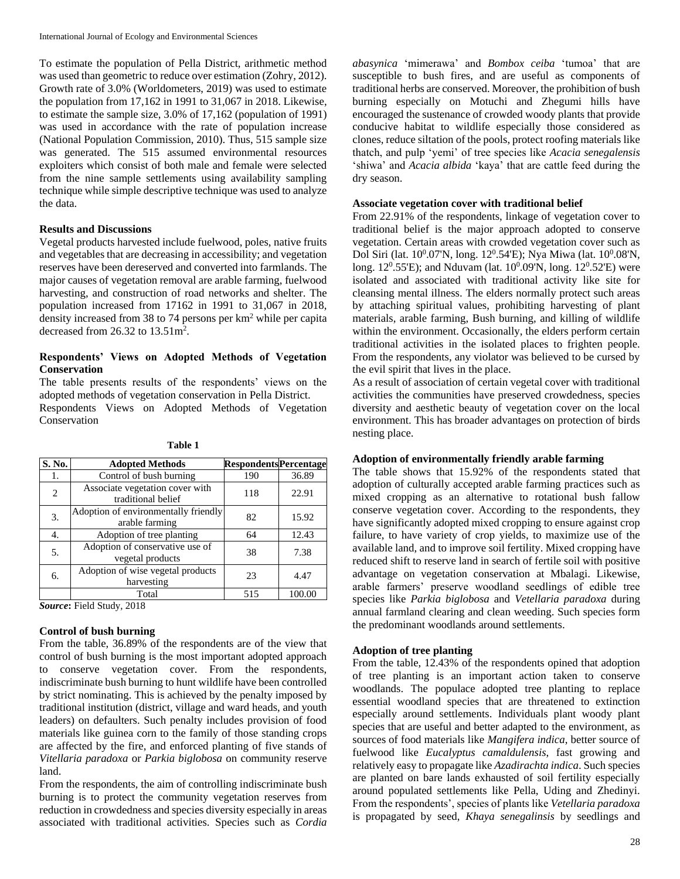To estimate the population of Pella District, arithmetic method was used than geometric to reduce over estimation (Zohry, 2012). Growth rate of 3.0% (Worldometers, 2019) was used to estimate the population from 17,162 in 1991 to 31,067 in 2018. Likewise, to estimate the sample size, 3.0% of 17,162 (population of 1991) was used in accordance with the rate of population increase (National Population Commission, 2010). Thus, 515 sample size was generated. The 515 assumed environmental resources exploiters which consist of both male and female were selected from the nine sample settlements using availability sampling technique while simple descriptive technique was used to analyze the data.

## Results and Discussions

Vegetal products harvested include fuelwood, poles, native fruits and vegetables that are decreasing in accessibility; and vegetation reserves have been dereserved and converted into farmlands. The major causes of vegetation removal are arable farming, fuelwood harvesting, and construction of road networks and shelter. The population increased from 17162 in 1991 to 31,067 in 2018, density increased from 38 to 74 persons per km$^2$ while per capita decreased from 26.32 to 13.51m$^2$.

### Respondents' Views on Adopted Methods of Vegetation Conservation

The table presents results of the respondents' views on the adopted methods of vegetation conservation in Pella District.

Respondents Views on Adopted Methods of Vegetation Conservation

**Table 1**

| S. No. | Adopted Methods | Respondents | Percentage |
|---|---|---|---|
| 1. | Control of bush burning | 190 | 36.89 |
| 2 | Associate vegetation cover with traditional belief | 118 | 22.91 |
| 3. | Adoption of environmentally friendly arable farming | 82 | 15.92 |
| 4. | Adoption of tree planting | 64 | 12.43 |
| 5. | Adoption of conservative use of vegetal products | 38 | 7.38 |
| 6. | Adoption of wise vegetal products harvesting | 23 | 4.47 |
| | Total | 515 | 100.00 |

***Source*:** Field Study, 2018

### Control of bush burning

From the table, 36.89% of the respondents are of the view that control of bush burning is the most important adopted approach to conserve vegetation cover. From the respondents, indiscriminate bush burning to hunt wildlife have been controlled by strict nominating. This is achieved by the penalty imposed by traditional institution (district, village and ward heads, and youth leaders) on defaulters. Such penalty includes provision of food materials like guinea corn to the family of those standing crops are affected by the fire, and enforced planting of five stands of *Vitellaria paradoxa* or *Parkia biglobosa* on community reserve land.

From the respondents, the aim of controlling indiscriminate bush burning is to protect the community vegetation reserves from reduction in crowdedness and species diversity especially in areas associated with traditional activities. Species such as *Cordia abasynica* 'mimerawa' and *Bombox ceiba* 'tumoa' that are susceptible to bush fires, and are useful as components of traditional herbs are conserved. Moreover, the prohibition of bush burning especially on Motuchi and Zhegumi hills have encouraged the sustenance of crowded woody plants that provide conducive habitat to wildlife especially those considered as clones, reduce siltation of the pools, protect roofing materials like thatch, and pulp 'yemi' of tree species like *Acacia senegalensis* 'shiwa' and *Acacia albida* 'kaya' that are cattle feed during the dry season.

### Associate vegetation cover with traditional belief

From 22.91% of the respondents, linkage of vegetation cover to traditional belief is the major approach adopted to conserve vegetation. Certain areas with crowded vegetation cover such as Dol Siri (lat. 10$^0$.07'N, long. 12$^0$.54'E); Nya Miwa (lat. 10$^0$.08'N, long. 12$^0$.55'E); and Nduvam (lat. 10$^0$.09'N, long. 12$^0$.52'E) were isolated and associated with traditional activity like site for cleansing mental illness. The elders normally protect such areas by attaching spiritual values, prohibiting harvesting of plant materials, arable farming, Bush burning, and killing of wildlife within the environment. Occasionally, the elders perform certain traditional activities in the isolated places to frighten people. From the respondents, any violator was believed to be cursed by the evil spirit that lives in the place.

As a result of association of certain vegetal cover with traditional activities the communities have preserved crowdedness, species diversity and aesthetic beauty of vegetation cover on the local environment. This has broader advantages on protection of birds nesting place.

### Adoption of environmentally friendly arable farming

The table shows that 15.92% of the respondents stated that adoption of culturally accepted arable farming practices such as mixed cropping as an alternative to rotational bush fallow conserve vegetation cover. According to the respondents, they have significantly adopted mixed cropping to ensure against crop failure, to have variety of crop yields, to maximize use of the available land, and to improve soil fertility. Mixed cropping have reduced shift to reserve land in search of fertile soil with positive advantage on vegetation conservation at Mbalagi. Likewise, arable farmers' preserve woodland seedlings of edible tree species like *Parkia biglobosa* and *Vetellaria paradoxa* during annual farmland clearing and clean weeding. Such species form the predominant woodlands around settlements.

### Adoption of tree planting

From the table, 12.43% of the respondents opined that adoption of tree planting is an important action taken to conserve woodlands. The populace adopted tree planting to replace essential woodland species that are threatened to extinction especially around settlements. Individuals plant woody plant species that are useful and better adapted to the environment, as sources of food materials like *Mangifera indica*, better source of fuelwood like *Eucalyptus camaldulensis*, fast growing and relatively easy to propagate like *Azadirachta indica*. Such species are planted on bare lands exhausted of soil fertility especially around populated settlements like Pella, Uding and Zhedinyi. From the respondents', species of plants like *Vetellaria paradoxa* is propagated by seed, *Khaya senegalinsis* by seedlings and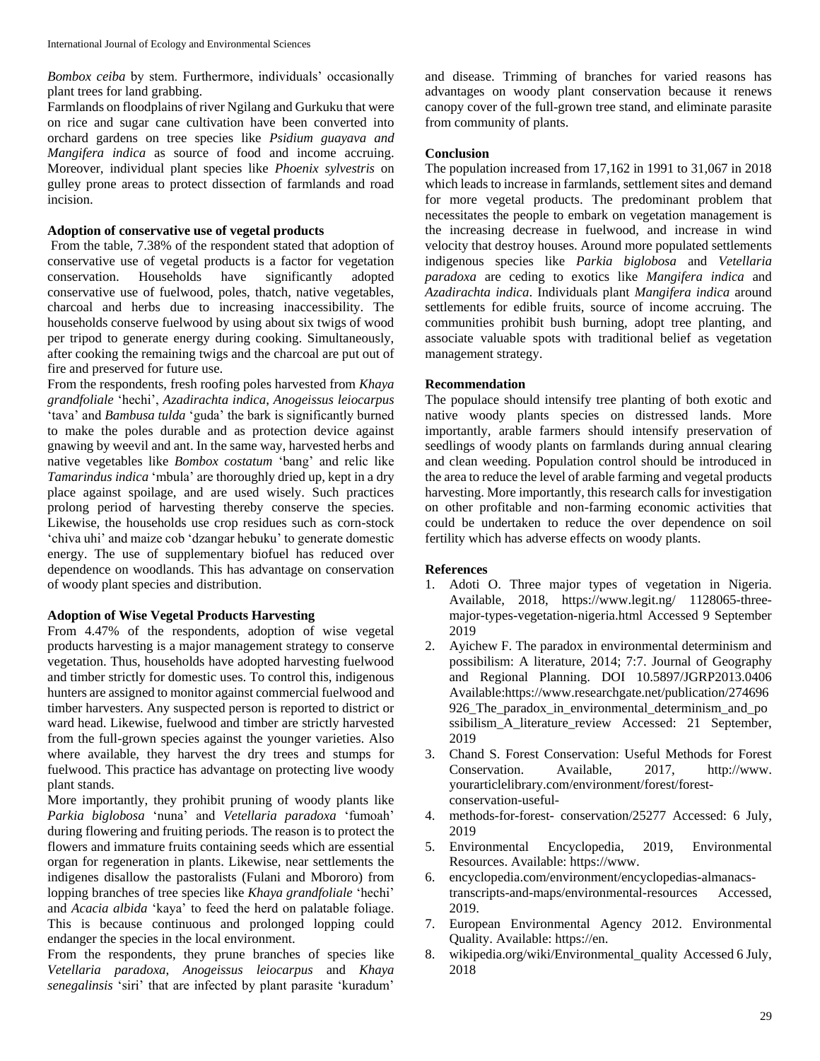*Bombox ceiba* by stem. Furthermore, individuals' occasionally plant trees for land grabbing.

Farmlands on floodplains of river Ngilang and Gurkuku that were on rice and sugar cane cultivation have been converted into orchard gardens on tree species like *Psidium guayava and Mangifera indica* as source of food and income accruing. Moreover, individual plant species like *Phoenix sylvestris* on gulley prone areas to protect dissection of farmlands and road incision.

### Adoption of conservative use of vegetal products

From the table, 7.38% of the respondent stated that adoption of conservative use of vegetal products is a factor for vegetation conservation. Households have significantly adopted conservative use of fuelwood, poles, thatch, native vegetables, charcoal and herbs due to increasing inaccessibility. The households conserve fuelwood by using about six twigs of wood per tripod to generate energy during cooking. Simultaneously, after cooking the remaining twigs and the charcoal are put out of fire and preserved for future use.

From the respondents, fresh roofing poles harvested from *Khaya grandfoliale* 'hechi', *Azadirachta indica, Anogeissus leiocarpus* 'tava' and *Bambusa tulda* 'guda' the bark is significantly burned to make the poles durable and as protection device against gnawing by weevil and ant. In the same way, harvested herbs and native vegetables like *Bombox costatum* 'bang' and relic like *Tamarindus indica* 'mbula' are thoroughly dried up, kept in a dry place against spoilage, and are used wisely. Such practices prolong period of harvesting thereby conserve the species. Likewise, the households use crop residues such as corn-stock 'chiva uhi' and maize cob 'dzangar hebuku' to generate domestic energy. The use of supplementary biofuel has reduced over dependence on woodlands. This has advantage on conservation of woody plant species and distribution.

### Adoption of Wise Vegetal Products Harvesting

From 4.47% of the respondents, adoption of wise vegetal products harvesting is a major management strategy to conserve vegetation. Thus, households have adopted harvesting fuelwood and timber strictly for domestic uses. To control this, indigenous hunters are assigned to monitor against commercial fuelwood and timber harvesters. Any suspected person is reported to district or ward head. Likewise, fuelwood and timber are strictly harvested from the full-grown species against the younger varieties. Also where available, they harvest the dry trees and stumps for fuelwood. This practice has advantage on protecting live woody plant stands.

More importantly, they prohibit pruning of woody plants like *Parkia biglobosa* 'nuna' and *Vetellaria paradoxa* 'fumoah' during flowering and fruiting periods. The reason is to protect the flowers and immature fruits containing seeds which are essential organ for regeneration in plants. Likewise, near settlements the indigenes disallow the pastoralists (Fulani and Mbororo) from lopping branches of tree species like *Khaya grandfoliale* 'hechi' and *Acacia albida* 'kaya' to feed the herd on palatable foliage. This is because continuous and prolonged lopping could endanger the species in the local environment.

From the respondents, they prune branches of species like *Vetellaria paradoxa, Anogeissus leiocarpus* and *Khaya senegalinsis* 'siri' that are infected by plant parasite 'kuradum' and disease. Trimming of branches for varied reasons has advantages on woody plant conservation because it renews canopy cover of the full-grown tree stand, and eliminate parasite from community of plants.

## Conclusion

The population increased from 17,162 in 1991 to 31,067 in 2018 which leads to increase in farmlands, settlement sites and demand for more vegetal products. The predominant problem that necessitates the people to embark on vegetation management is the increasing decrease in fuelwood, and increase in wind velocity that destroy houses. Around more populated settlements indigenous species like *Parkia biglobosa* and *Vetellaria paradoxa* are ceding to exotics like *Mangifera indica* and *Azadirachta indica*. Individuals plant *Mangifera indica* around settlements for edible fruits, source of income accruing. The communities prohibit bush burning, adopt tree planting, and associate valuable spots with traditional belief as vegetation management strategy.

## Recommendation

The populace should intensify tree planting of both exotic and native woody plants species on distressed lands. More importantly, arable farmers should intensify preservation of seedlings of woody plants on farmlands during annual clearing and clean weeding. Population control should be introduced in the area to reduce the level of arable farming and vegetal products harvesting. More importantly, this research calls for investigation on other profitable and non-farming economic activities that could be undertaken to reduce the over dependence on soil fertility which has adverse effects on woody plants.

## References

1. Adoti O. Three major types of vegetation in Nigeria. Available, 2018, https://www.legit.ng/ 1128065-three-major-types-vegetation-nigeria.html Accessed 9 September 2019
2. Ayichew F. The paradox in environmental determinism and possibilism: A literature, 2014; 7:7. Journal of Geography and Regional Planning. DOI 10.5897/JGRP2013.0406 Available:https://www.researchgate.net/publication/274696926_The_paradox_in_environmental_determinism_and_possibilism_A_literature_review Accessed: 21 September, 2019
3. Chand S. Forest Conservation: Useful Methods for Forest Conservation. Available, 2017, http://www. yourarticlelibrary.com/environment/forest/forest-conservation-useful-
4. methods-for-forest- conservation/25277 Accessed: 6 July, 2019
5. Environmental Encyclopedia, 2019, Environmental Resources. Available: https://www.
6. encyclopedia.com/environment/encyclopedias-almanacs-transcripts-and-maps/environmental-resources Accessed, 2019.
7. European Environmental Agency 2012. Environmental Quality. Available: https://en.
8. wikipedia.org/wiki/Environmental_quality Accessed 6 July, 2018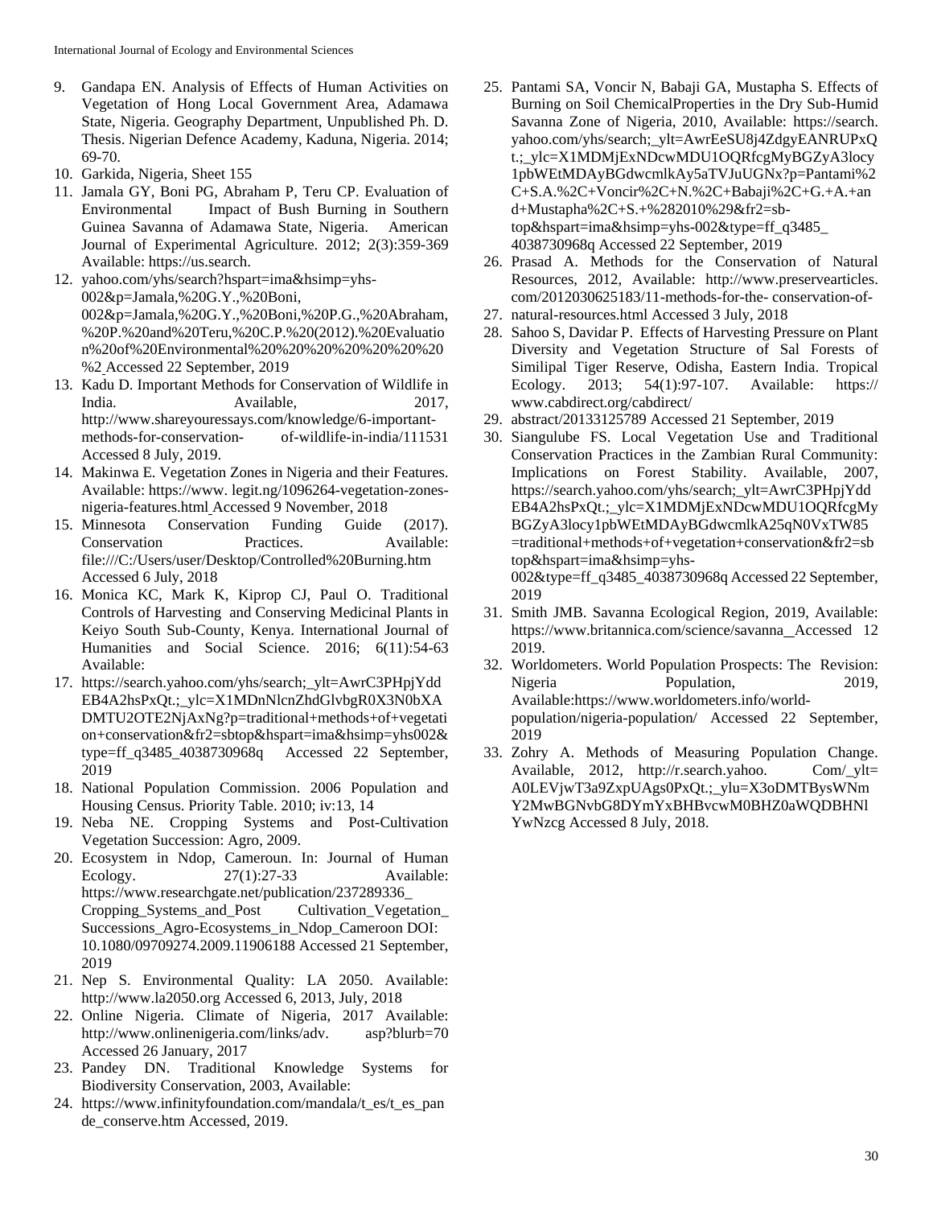9. Gandapa EN. Analysis of Effects of Human Activities on Vegetation of Hong Local Government Area, Adamawa State, Nigeria. Geography Department, Unpublished Ph. D. Thesis. Nigerian Defence Academy, Kaduna, Nigeria. 2014; 69-70.
10. Garkida, Nigeria, Sheet 155
11. Jamala GY, Boni PG, Abraham P, Teru CP. Evaluation of Environmental Impact of Bush Burning in Southern Guinea Savanna of Adamawa State, Nigeria. American Journal of Experimental Agriculture. 2012; 2(3):359-369 Available: https://us.search.
12. yahoo.com/yhs/search?hspart=ima&hsimp=yhs-002&p=Jamala,%20G.Y.,%20Boni, 002&p=Jamala,%20G.Y.,%20Boni,%20P.G.,%20Abraham, %20P.%20and%20Teru,%20C.P.%20(2012).%20Evaluation%20of%20Environmental%20%20%20%20%20%20%20%2 Accessed 22 September, 2019
13. Kadu D. Important Methods for Conservation of Wildlife in India. Available, 2017, http://www.shareyouressays.com/knowledge/6-important-methods-for-conservation- of-wildlife-in-india/111531 Accessed 8 July, 2019.
14. Makinwa E. Vegetation Zones in Nigeria and their Features. Available: https://www. legit.ng/1096264-vegetation-zones-nigeria-features.html Accessed 9 November, 2018
15. Minnesota Conservation Funding Guide (2017). Conservation Practices. Available: file:///C:/Users/user/Desktop/Controlled%20Burning.htm Accessed 6 July, 2018
16. Monica KC, Mark K, Kiprop CJ, Paul O. Traditional Controls of Harvesting and Conserving Medicinal Plants in Keiyo South Sub-County, Kenya. International Journal of Humanities and Social Science. 2016; 6(11):54-63 Available:
17. https://search.yahoo.com/yhs/search;_ylt=AwrC3PHpjYddEB4A2hsPxQt.;_ylc=X1MDnNlcnZhdGlvbgR0X3N0bXADMTU2OTE2NjAxNg?p=traditional+methods+of+vegetation+conservation&fr2=sbtop&hspart=ima&hsimp=yhs002&type=ff_q3485_4038730968q Accessed 22 September, 2019
18. National Population Commission. 2006 Population and Housing Census. Priority Table. 2010; iv:13, 14
19. Neba NE. Cropping Systems and Post-Cultivation Vegetation Succession: Agro, 2009.
20. Ecosystem in Ndop, Cameroun. In: Journal of Human Ecology. 27(1):27-33 Available: https://www.researchgate.net/publication/237289336_Cropping_Systems_and_Post Cultivation_Vegetation_Successions_Agro-Ecosystems_in_Ndop_Cameroon DOI: 10.1080/09709274.2009.11906188 Accessed 21 September, 2019
21. Nep S. Environmental Quality: LA 2050. Available: http://www.la2050.org Accessed 6, 2013, July, 2018
22. Online Nigeria. Climate of Nigeria, 2017 Available: http://www.onlinenigeria.com/links/adv. asp?blurb=70 Accessed 26 January, 2017
23. Pandey DN. Traditional Knowledge Systems for Biodiversity Conservation, 2003, Available:
24. https://www.infinityfoundation.com/mandala/t_es/t_es_pande_conserve.htm Accessed, 2019.
25. Pantami SA, Voncir N, Babaji GA, Mustapha S. Effects of Burning on Soil ChemicalProperties in the Dry Sub-Humid Savanna Zone of Nigeria, 2010, Available: https://search.yahoo.com/yhs/search;_ylt=AwrEeSU8j4ZdgyEANRUPxQt.;_ylc=X1MDMjExNDcwMDU1OQRfcgMyBGZyA3locy1pbWEtMDAyBGdwcmlkAy5aTVJuUGNx?p=Pantami%2C+S.A.%2C+Voncir%2C+N.%2C+Babaji%2C+G.+A.+and+Mustapha%2C+S.+%282010%29&fr2=sb-top&hspart=ima&hsimp=yhs-002&type=ff_q3485_4038730968q Accessed 22 September, 2019
26. Prasad A. Methods for the Conservation of Natural Resources, 2012, Available: http://www.preservearticles.com/2012030625183/11-methods-for-the- conservation-of-
27. natural-resources.html Accessed 3 July, 2018
28. Sahoo S, Davidar P. Effects of Harvesting Pressure on Plant Diversity and Vegetation Structure of Sal Forests of Similipal Tiger Reserve, Odisha, Eastern India. Tropical Ecology. 2013; 54(1):97-107. Available: https:// www.cabdirect.org/cabdirect/
29. abstract/20133125789 Accessed 21 September, 2019
30. Siangulube FS. Local Vegetation Use and Traditional Conservation Practices in the Zambian Rural Community: Implications on Forest Stability. Available, 2007, https://search.yahoo.com/yhs/search;_ylt=AwrC3PHpjYddEB4A2hsPxQt.;_ylc=X1MDMjExNDcwMDU1OQRfcgMyBGZyA3locy1pbWEtMDAyBGdwcmlkA25qN0VxTW85=traditional+methods+of+vegetation+conservation&fr2=sbtop&hspart=ima&hsimp=yhs-002&type=ff_q3485_4038730968q Accessed 22 September, 2019
31. Smith JMB. Savanna Ecological Region, 2019, Available: https://www.britannica.com/science/savanna_Accessed 12 2019.
32. Worldometers. World Population Prospects: The Revision: Nigeria Population, 2019, Available:https://www.worldometers.info/world-population/nigeria-population/ Accessed 22 September, 2019
33. Zohry A. Methods of Measuring Population Change. Available, 2012, http://r.search.yahoo. Com/_ylt=A0LEVjwT3a9ZxpUAgs0PxQt.;_ylu=X3oDMTBysWNmY2MwBGNvbG8DYmYxBHBvcwM0BHZ0aWQDBHNlYwNzcg Accessed 8 July, 2018.